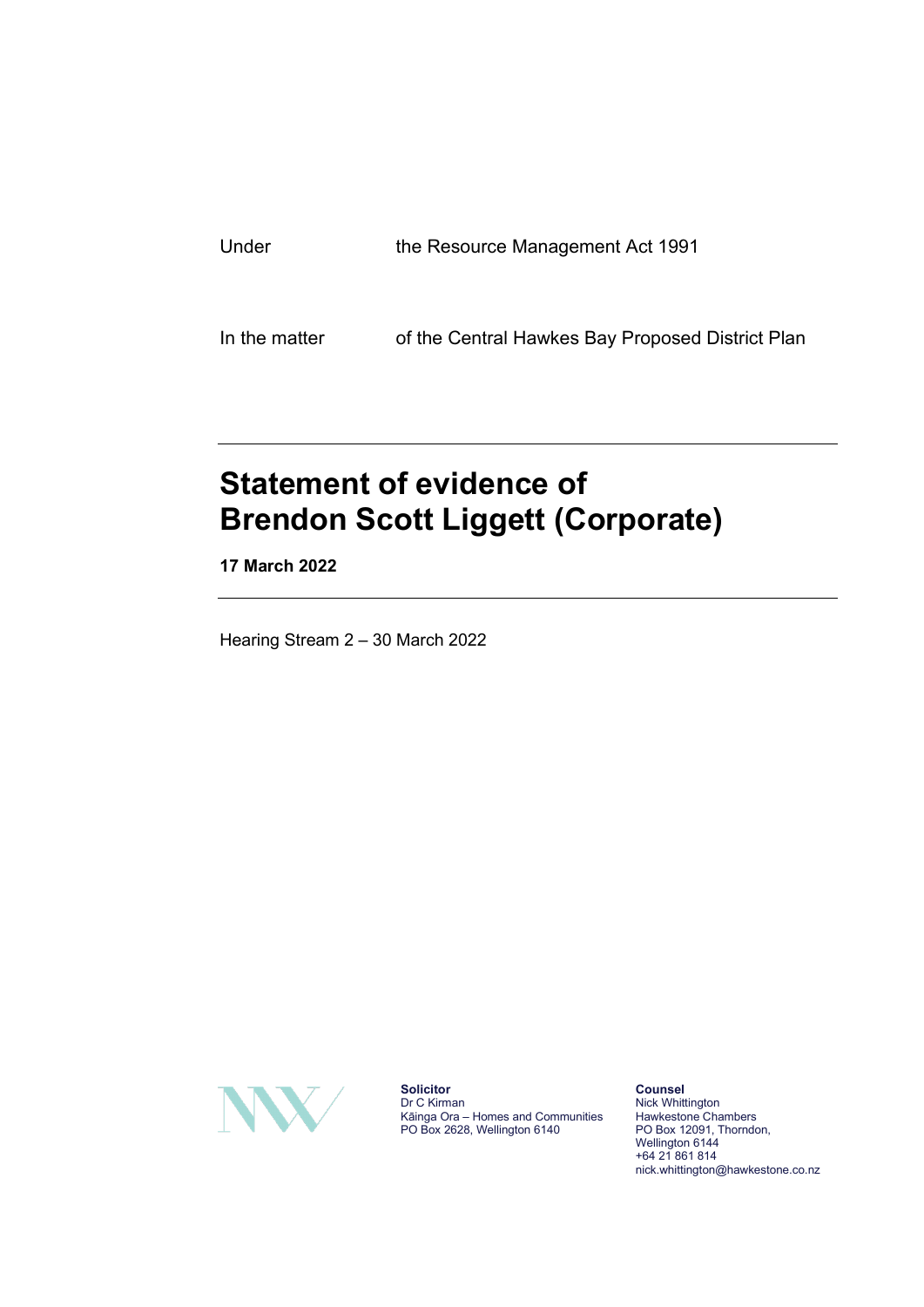| | |
|---|---|
| Under | the Resource Management Act 1991 |
| In the matter | of the Central Hawkes Bay Proposed District Plan |

# Statement of evidence of Brendon Scott Liggett (Corporate)

**17 March 2022**

Hearing Stream 2 – 30 March 2022

**Solicitor**
Dr C Kirman
Kāinga Ora – Homes and Communities
PO Box 2628, Wellington 6140

**Counsel**
Nick Whittington
Hawkestone Chambers
PO Box 12091, Thorndon,
Wellington 6144
+64 21 861 814
nick.whittington@hawkestone.co.nz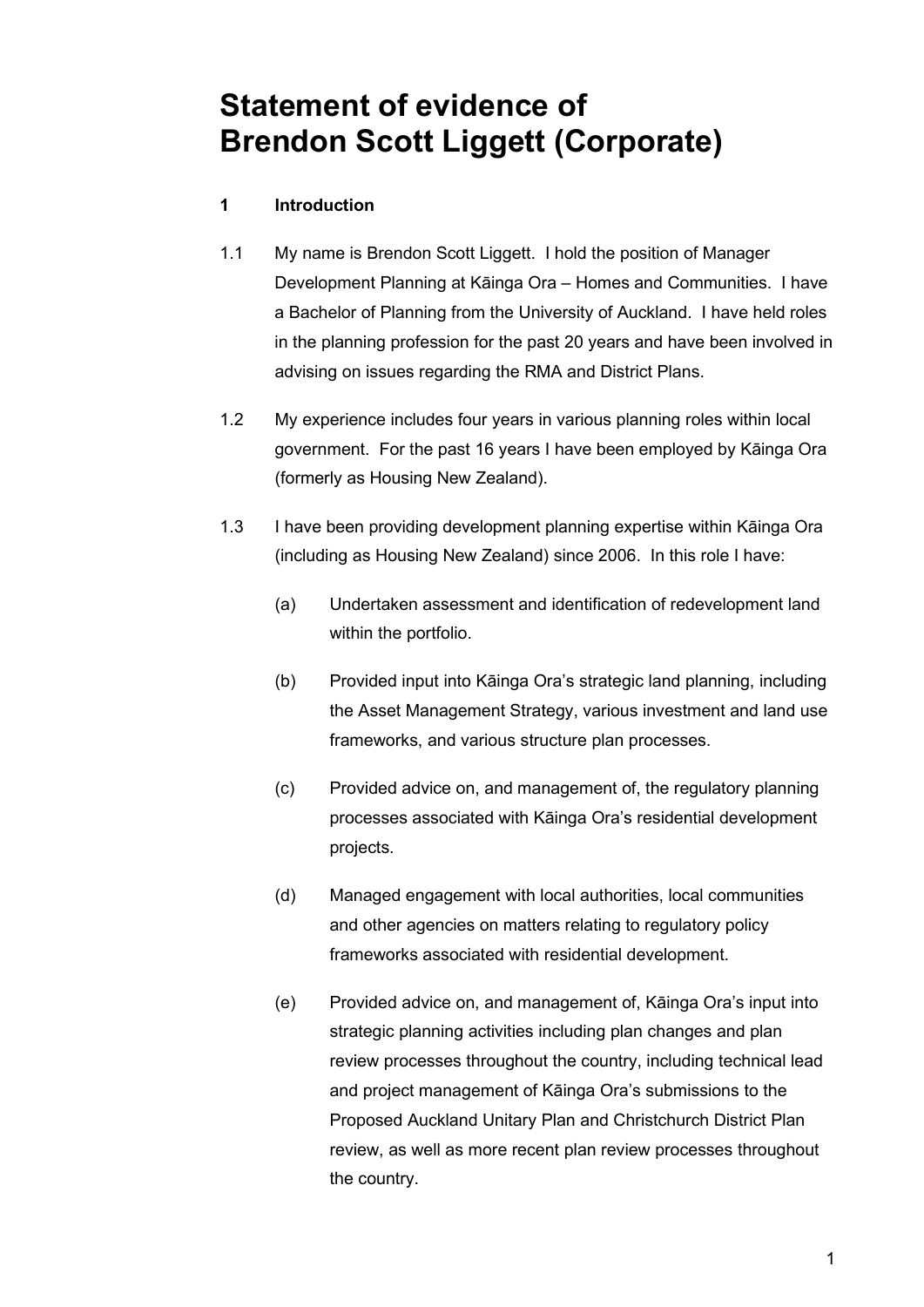# Statement of evidence of Brendon Scott Liggett (Corporate)

## 1 Introduction

1.1 My name is Brendon Scott Liggett. I hold the position of Manager Development Planning at Kāinga Ora – Homes and Communities. I have a Bachelor of Planning from the University of Auckland. I have held roles in the planning profession for the past 20 years and have been involved in advising on issues regarding the RMA and District Plans.

1.2 My experience includes four years in various planning roles within local government. For the past 16 years I have been employed by Kāinga Ora (formerly as Housing New Zealand).

1.3 I have been providing development planning expertise within Kāinga Ora (including as Housing New Zealand) since 2006. In this role I have:

- (a) Undertaken assessment and identification of redevelopment land within the portfolio.
- (b) Provided input into Kāinga Ora's strategic land planning, including the Asset Management Strategy, various investment and land use frameworks, and various structure plan processes.
- (c) Provided advice on, and management of, the regulatory planning processes associated with Kāinga Ora's residential development projects.
- (d) Managed engagement with local authorities, local communities and other agencies on matters relating to regulatory policy frameworks associated with residential development.
- (e) Provided advice on, and management of, Kāinga Ora's input into strategic planning activities including plan changes and plan review processes throughout the country, including technical lead and project management of Kāinga Ora's submissions to the Proposed Auckland Unitary Plan and Christchurch District Plan review, as well as more recent plan review processes throughout the country.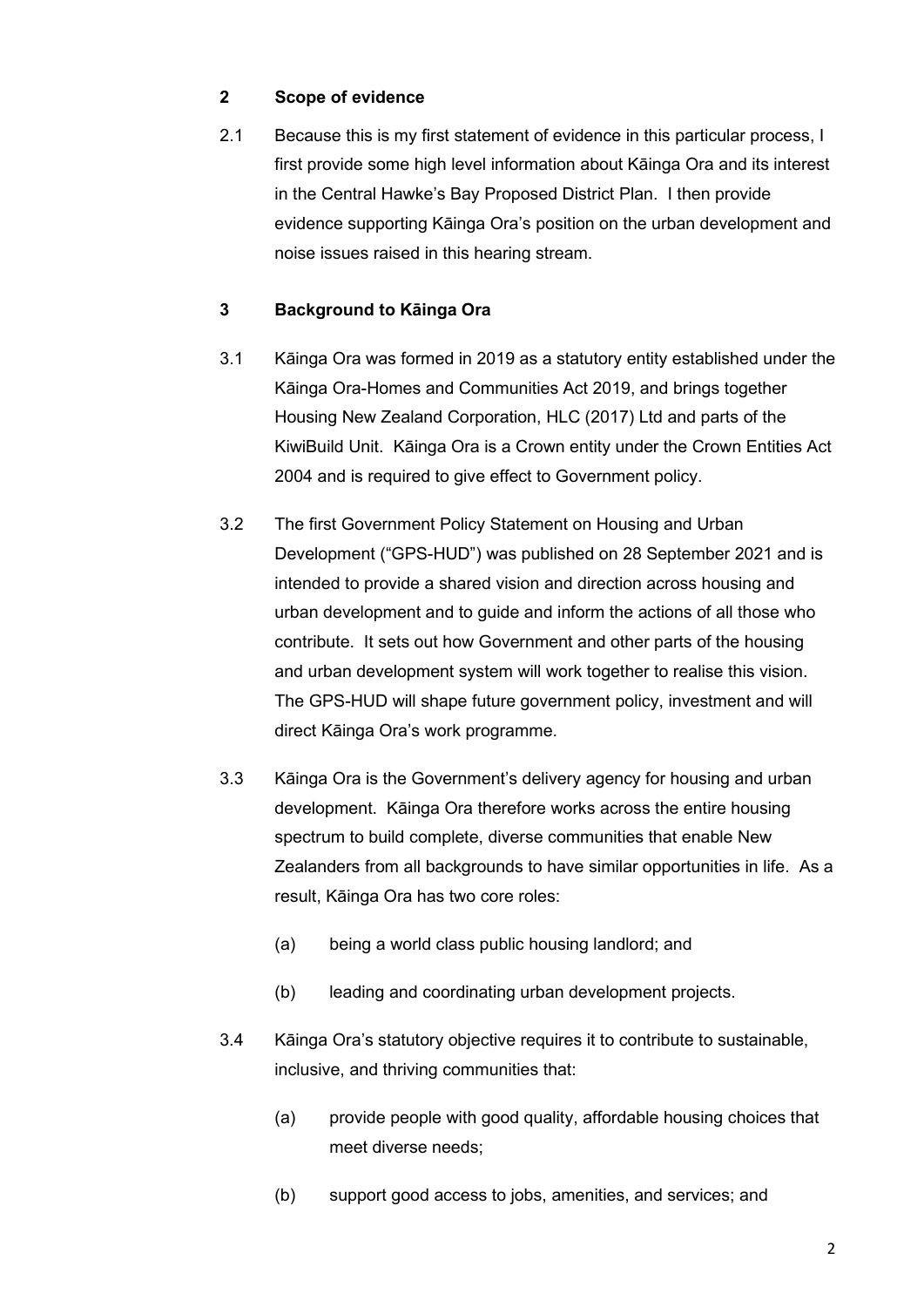## 2 Scope of evidence

2.1 Because this is my first statement of evidence in this particular process, I first provide some high level information about Kāinga Ora and its interest in the Central Hawke's Bay Proposed District Plan. I then provide evidence supporting Kāinga Ora's position on the urban development and noise issues raised in this hearing stream.

## 3 Background to Kāinga Ora

3.1 Kāinga Ora was formed in 2019 as a statutory entity established under the Kāinga Ora-Homes and Communities Act 2019, and brings together Housing New Zealand Corporation, HLC (2017) Ltd and parts of the KiwiBuild Unit. Kāinga Ora is a Crown entity under the Crown Entities Act 2004 and is required to give effect to Government policy.

3.2 The first Government Policy Statement on Housing and Urban Development ("GPS-HUD") was published on 28 September 2021 and is intended to provide a shared vision and direction across housing and urban development and to guide and inform the actions of all those who contribute. It sets out how Government and other parts of the housing and urban development system will work together to realise this vision. The GPS-HUD will shape future government policy, investment and will direct Kāinga Ora's work programme.

3.3 Kāinga Ora is the Government's delivery agency for housing and urban development. Kāinga Ora therefore works across the entire housing spectrum to build complete, diverse communities that enable New Zealanders from all backgrounds to have similar opportunities in life. As a result, Kāinga Ora has two core roles:

(a) being a world class public housing landlord; and

(b) leading and coordinating urban development projects.

3.4 Kāinga Ora's statutory objective requires it to contribute to sustainable, inclusive, and thriving communities that:

(a) provide people with good quality, affordable housing choices that meet diverse needs;

(b) support good access to jobs, amenities, and services; and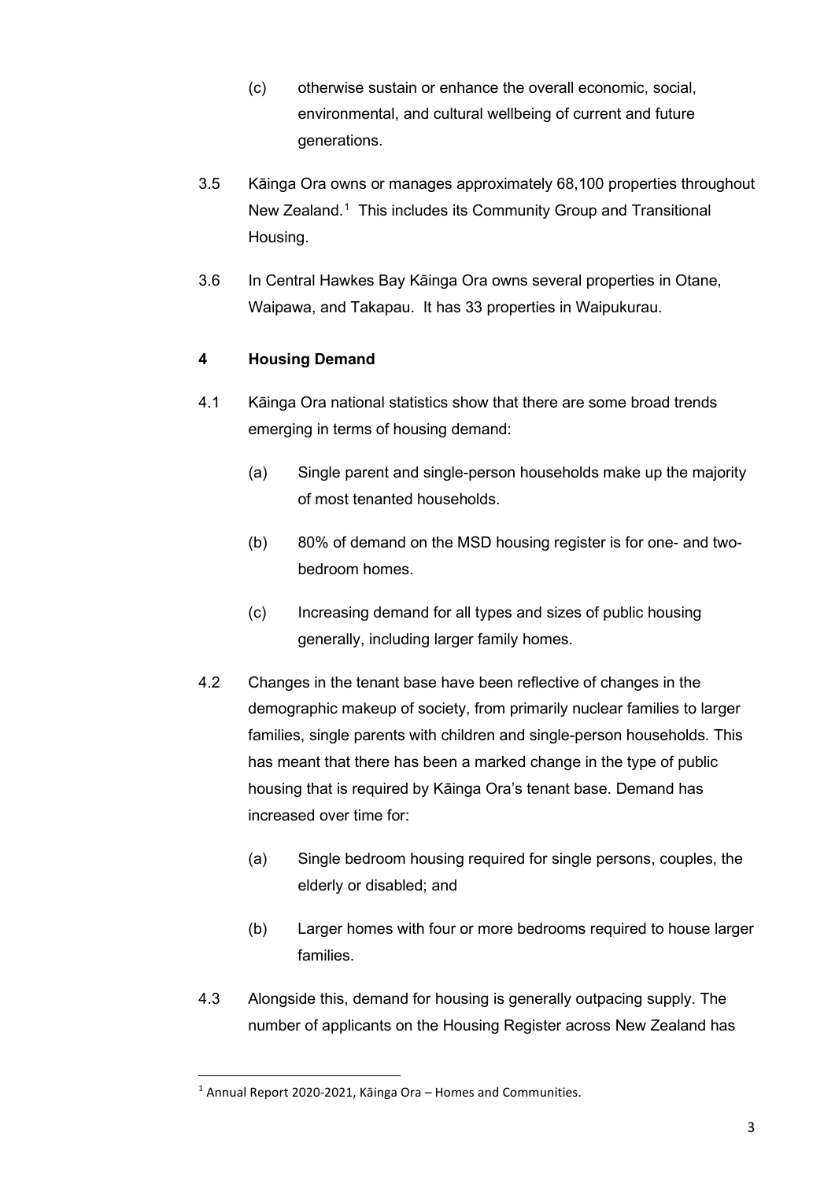(c) otherwise sustain or enhance the overall economic, social, environmental, and cultural wellbeing of current and future generations.

3.5 Kāinga Ora owns or manages approximately 68,100 properties throughout New Zealand.[1] This includes its Community Group and Transitional Housing.

3.6 In Central Hawkes Bay Kāinga Ora owns several properties in Otane, Waipawa, and Takapau. It has 33 properties in Waipukurau.

## 4 Housing Demand

4.1 Kāinga Ora national statistics show that there are some broad trends emerging in terms of housing demand:

(a) Single parent and single-person households make up the majority of most tenanted households.

(b) 80% of demand on the MSD housing register is for one- and two-bedroom homes.

(c) Increasing demand for all types and sizes of public housing generally, including larger family homes.

4.2 Changes in the tenant base have been reflective of changes in the demographic makeup of society, from primarily nuclear families to larger families, single parents with children and single-person households. This has meant that there has been a marked change in the type of public housing that is required by Kāinga Ora's tenant base. Demand has increased over time for:

(a) Single bedroom housing required for single persons, couples, the elderly or disabled; and

(b) Larger homes with four or more bedrooms required to house larger families.

4.3 Alongside this, demand for housing is generally outpacing supply. The number of applicants on the Housing Register across New Zealand has

---

[1] Annual Report 2020-2021, Kāinga Ora – Homes and Communities.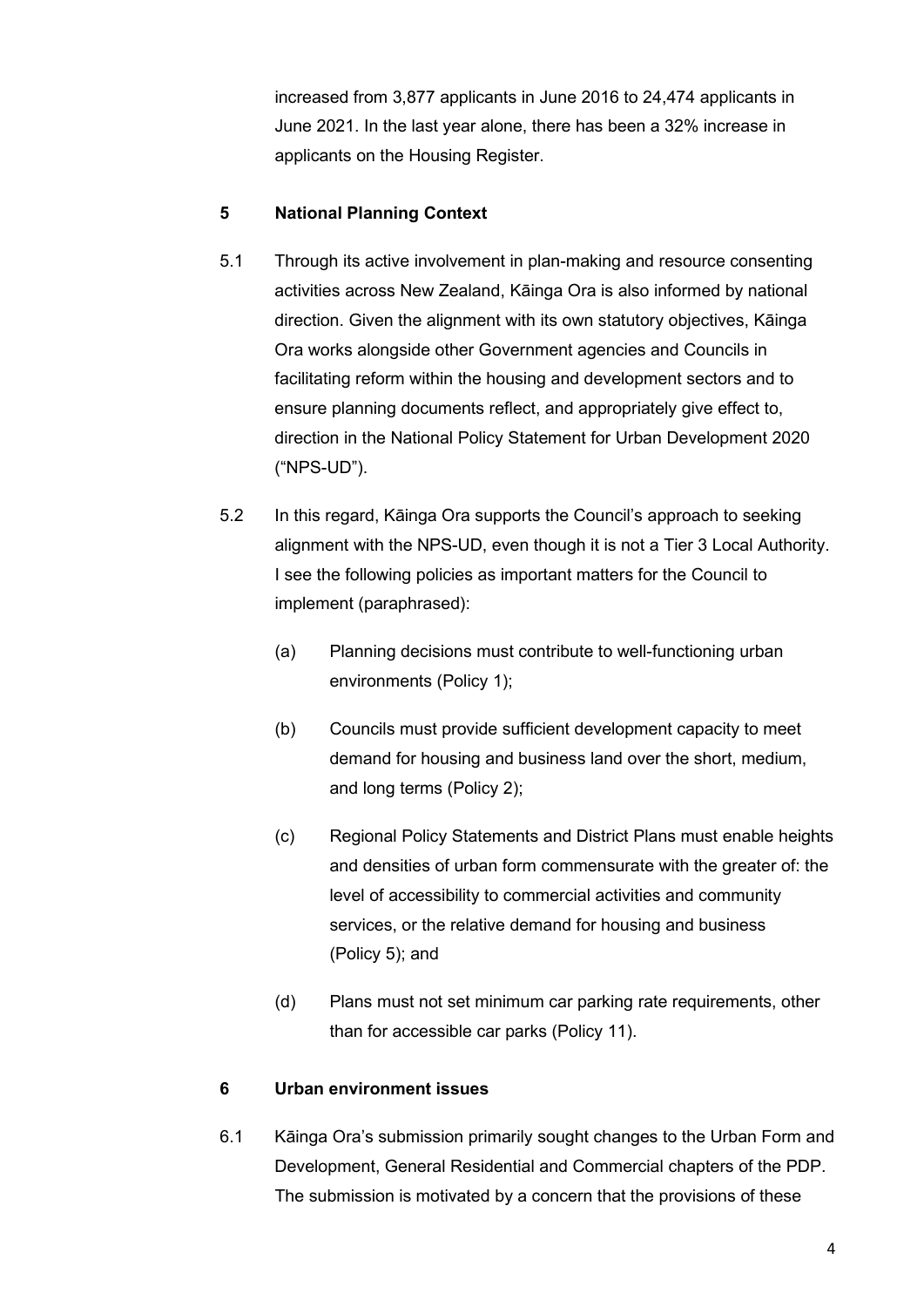increased from 3,877 applicants in June 2016 to 24,474 applicants in June 2021. In the last year alone, there has been a 32% increase in applicants on the Housing Register.

## 5 National Planning Context

5.1 Through its active involvement in plan-making and resource consenting activities across New Zealand, Kāinga Ora is also informed by national direction. Given the alignment with its own statutory objectives, Kāinga Ora works alongside other Government agencies and Councils in facilitating reform within the housing and development sectors and to ensure planning documents reflect, and appropriately give effect to, direction in the National Policy Statement for Urban Development 2020 ("NPS-UD").

5.2 In this regard, Kāinga Ora supports the Council's approach to seeking alignment with the NPS-UD, even though it is not a Tier 3 Local Authority. I see the following policies as important matters for the Council to implement (paraphrased):

(a) Planning decisions must contribute to well-functioning urban environments (Policy 1);

(b) Councils must provide sufficient development capacity to meet demand for housing and business land over the short, medium, and long terms (Policy 2);

(c) Regional Policy Statements and District Plans must enable heights and densities of urban form commensurate with the greater of: the level of accessibility to commercial activities and community services, or the relative demand for housing and business (Policy 5); and

(d) Plans must not set minimum car parking rate requirements, other than for accessible car parks (Policy 11).

## 6 Urban environment issues

6.1 Kāinga Ora's submission primarily sought changes to the Urban Form and Development, General Residential and Commercial chapters of the PDP. The submission is motivated by a concern that the provisions of these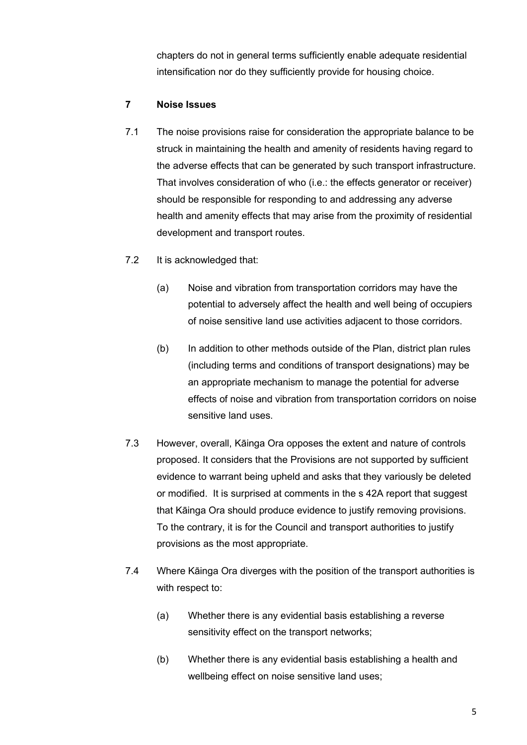chapters do not in general terms sufficiently enable adequate residential intensification nor do they sufficiently provide for housing choice.

## 7 Noise Issues

7.1 The noise provisions raise for consideration the appropriate balance to be struck in maintaining the health and amenity of residents having regard to the adverse effects that can be generated by such transport infrastructure. That involves consideration of who (i.e.: the effects generator or receiver) should be responsible for responding to and addressing any adverse health and amenity effects that may arise from the proximity of residential development and transport routes.

7.2 It is acknowledged that:

(a) Noise and vibration from transportation corridors may have the potential to adversely affect the health and well being of occupiers of noise sensitive land use activities adjacent to those corridors.

(b) In addition to other methods outside of the Plan, district plan rules (including terms and conditions of transport designations) may be an appropriate mechanism to manage the potential for adverse effects of noise and vibration from transportation corridors on noise sensitive land uses.

7.3 However, overall, Kāinga Ora opposes the extent and nature of controls proposed. It considers that the Provisions are not supported by sufficient evidence to warrant being upheld and asks that they variously be deleted or modified. It is surprised at comments in the s 42A report that suggest that Kāinga Ora should produce evidence to justify removing provisions. To the contrary, it is for the Council and transport authorities to justify provisions as the most appropriate.

7.4 Where Kāinga Ora diverges with the position of the transport authorities is with respect to:

(a) Whether there is any evidential basis establishing a reverse sensitivity effect on the transport networks;

(b) Whether there is any evidential basis establishing a health and wellbeing effect on noise sensitive land uses;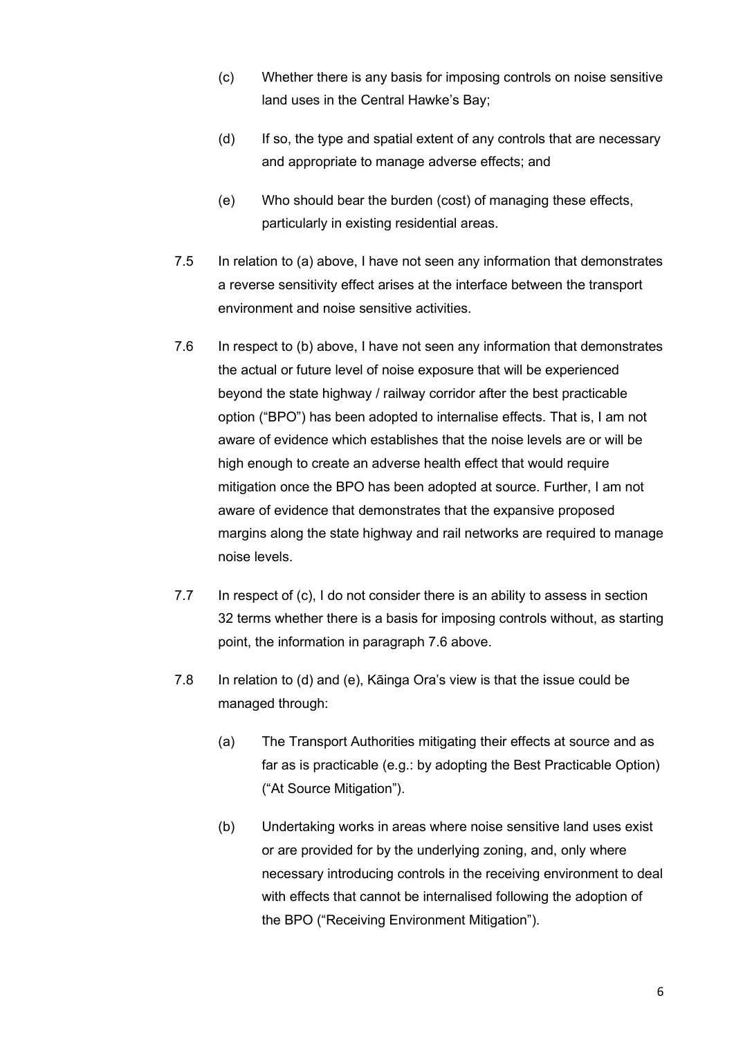(c) Whether there is any basis for imposing controls on noise sensitive land uses in the Central Hawke's Bay;

(d) If so, the type and spatial extent of any controls that are necessary and appropriate to manage adverse effects; and

(e) Who should bear the burden (cost) of managing these effects, particularly in existing residential areas.

7.5 In relation to (a) above, I have not seen any information that demonstrates a reverse sensitivity effect arises at the interface between the transport environment and noise sensitive activities.

7.6 In respect to (b) above, I have not seen any information that demonstrates the actual or future level of noise exposure that will be experienced beyond the state highway / railway corridor after the best practicable option ("BPO") has been adopted to internalise effects. That is, I am not aware of evidence which establishes that the noise levels are or will be high enough to create an adverse health effect that would require mitigation once the BPO has been adopted at source. Further, I am not aware of evidence that demonstrates that the expansive proposed margins along the state highway and rail networks are required to manage noise levels.

7.7 In respect of (c), I do not consider there is an ability to assess in section 32 terms whether there is a basis for imposing controls without, as starting point, the information in paragraph 7.6 above.

7.8 In relation to (d) and (e), Kāinga Ora's view is that the issue could be managed through:

(a) The Transport Authorities mitigating their effects at source and as far as is practicable (e.g.: by adopting the Best Practicable Option) ("At Source Mitigation").

(b) Undertaking works in areas where noise sensitive land uses exist or are provided for by the underlying zoning, and, only where necessary introducing controls in the receiving environment to deal with effects that cannot be internalised following the adoption of the BPO ("Receiving Environment Mitigation").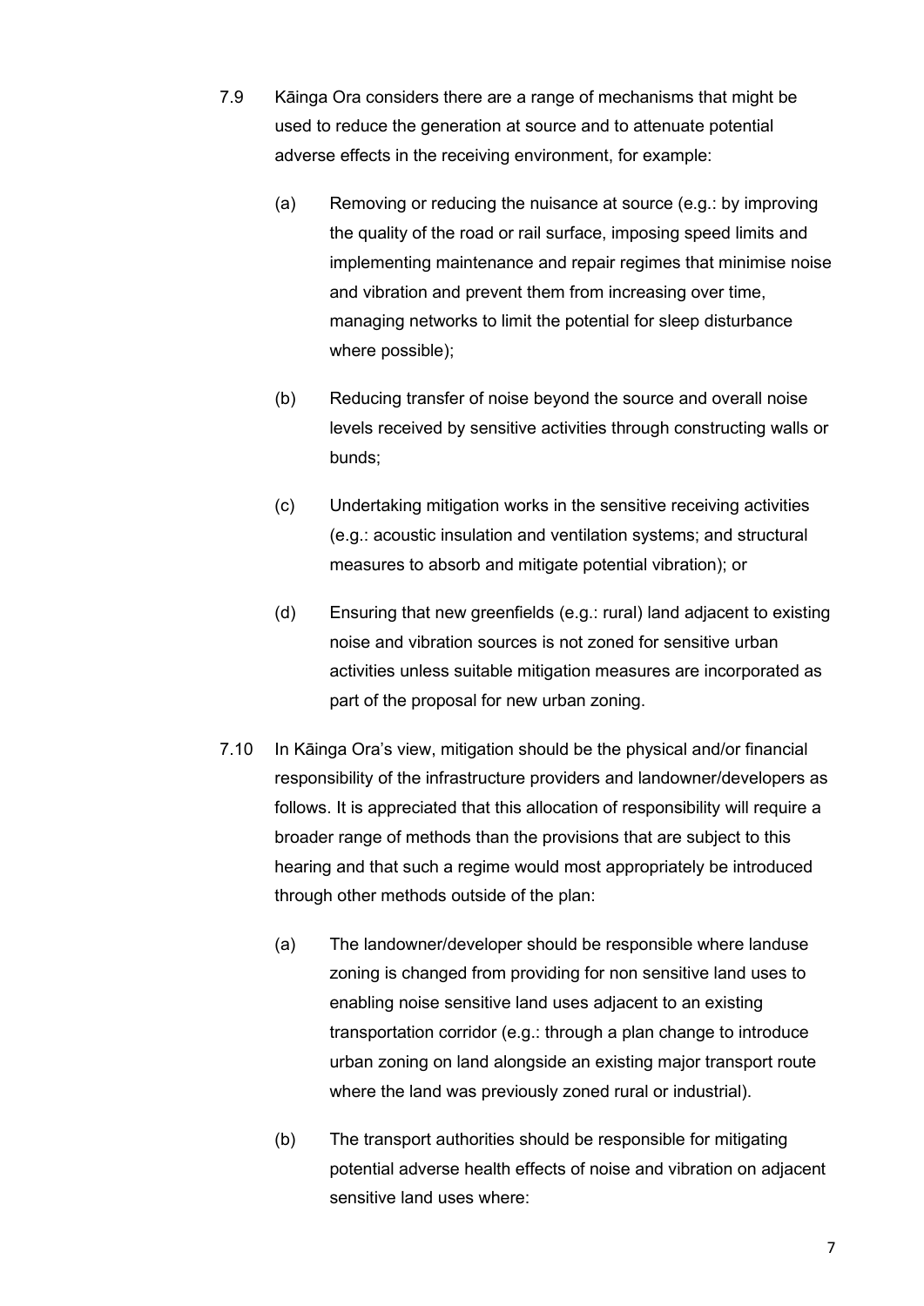7.9 Kāinga Ora considers there are a range of mechanisms that might be used to reduce the generation at source and to attenuate potential adverse effects in the receiving environment, for example:

(a) Removing or reducing the nuisance at source (e.g.: by improving the quality of the road or rail surface, imposing speed limits and implementing maintenance and repair regimes that minimise noise and vibration and prevent them from increasing over time, managing networks to limit the potential for sleep disturbance where possible);

(b) Reducing transfer of noise beyond the source and overall noise levels received by sensitive activities through constructing walls or bunds;

(c) Undertaking mitigation works in the sensitive receiving activities (e.g.: acoustic insulation and ventilation systems; and structural measures to absorb and mitigate potential vibration); or

(d) Ensuring that new greenfields (e.g.: rural) land adjacent to existing noise and vibration sources is not zoned for sensitive urban activities unless suitable mitigation measures are incorporated as part of the proposal for new urban zoning.

7.10 In Kāinga Ora's view, mitigation should be the physical and/or financial responsibility of the infrastructure providers and landowner/developers as follows. It is appreciated that this allocation of responsibility will require a broader range of methods than the provisions that are subject to this hearing and that such a regime would most appropriately be introduced through other methods outside of the plan:

(a) The landowner/developer should be responsible where landuse zoning is changed from providing for non sensitive land uses to enabling noise sensitive land uses adjacent to an existing transportation corridor (e.g.: through a plan change to introduce urban zoning on land alongside an existing major transport route where the land was previously zoned rural or industrial).

(b) The transport authorities should be responsible for mitigating potential adverse health effects of noise and vibration on adjacent sensitive land uses where: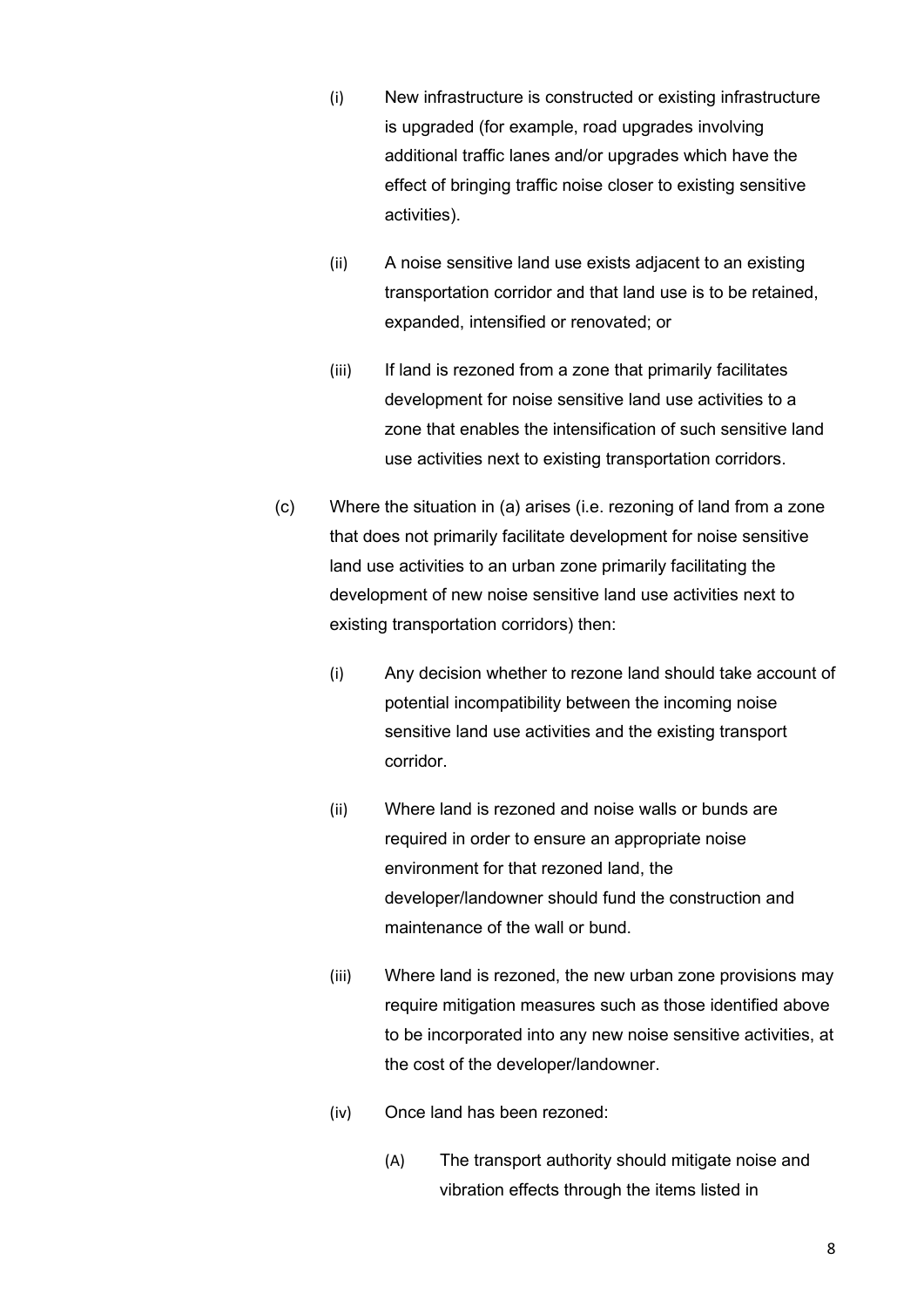(i) New infrastructure is constructed or existing infrastructure is upgraded (for example, road upgrades involving additional traffic lanes and/or upgrades which have the effect of bringing traffic noise closer to existing sensitive activities).

(ii) A noise sensitive land use exists adjacent to an existing transportation corridor and that land use is to be retained, expanded, intensified or renovated; or

(iii) If land is rezoned from a zone that primarily facilitates development for noise sensitive land use activities to a zone that enables the intensification of such sensitive land use activities next to existing transportation corridors.

(c) Where the situation in (a) arises (i.e. rezoning of land from a zone that does not primarily facilitate development for noise sensitive land use activities to an urban zone primarily facilitating the development of new noise sensitive land use activities next to existing transportation corridors) then:

(i) Any decision whether to rezone land should take account of potential incompatibility between the incoming noise sensitive land use activities and the existing transport corridor.

(ii) Where land is rezoned and noise walls or bunds are required in order to ensure an appropriate noise environment for that rezoned land, the developer/landowner should fund the construction and maintenance of the wall or bund.

(iii) Where land is rezoned, the new urban zone provisions may require mitigation measures such as those identified above to be incorporated into any new noise sensitive activities, at the cost of the developer/landowner.

(iv) Once land has been rezoned:

(A) The transport authority should mitigate noise and vibration effects through the items listed in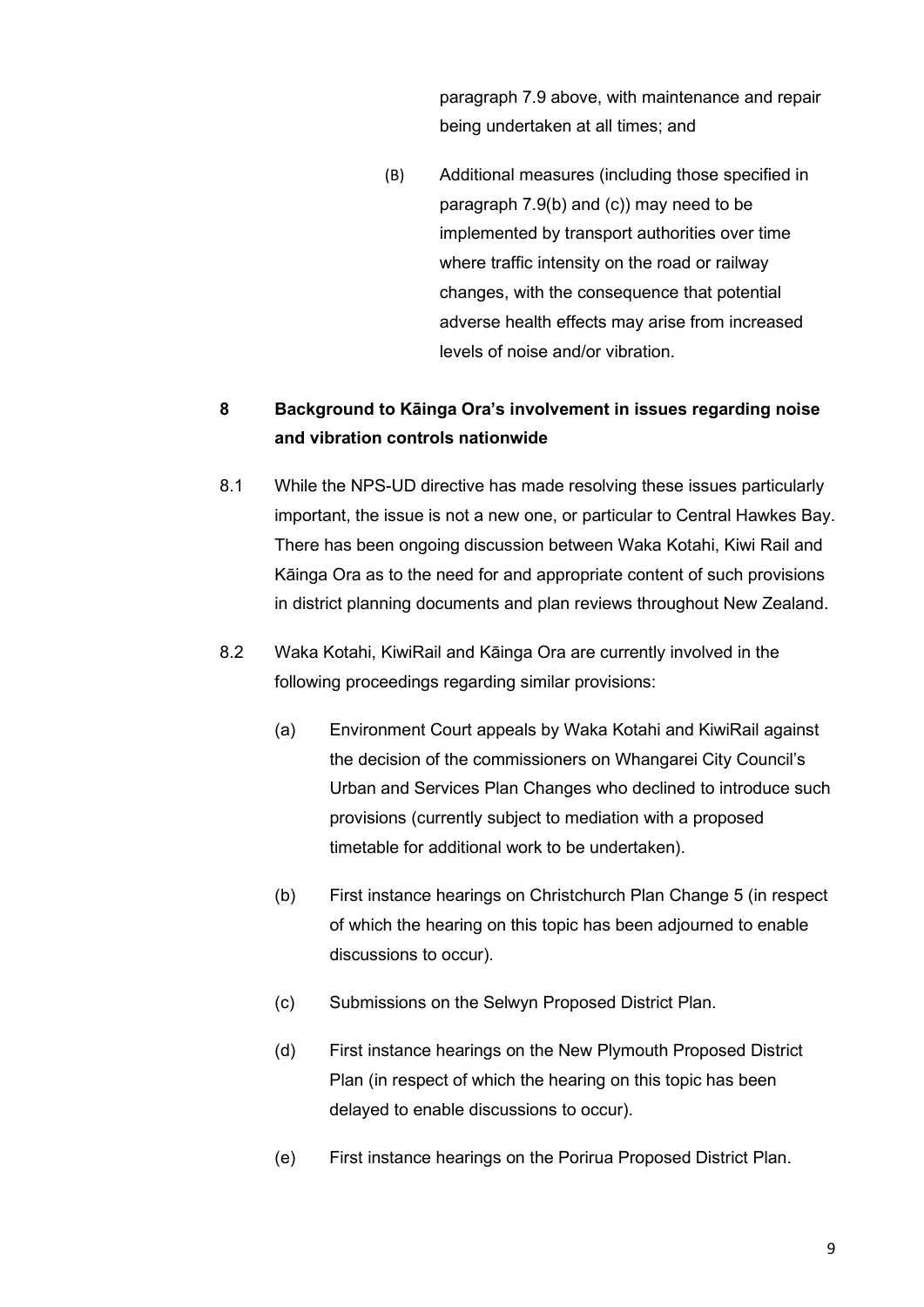paragraph 7.9 above, with maintenance and repair being undertaken at all times; and

(B) Additional measures (including those specified in paragraph 7.9(b) and (c)) may need to be implemented by transport authorities over time where traffic intensity on the road or railway changes, with the consequence that potential adverse health effects may arise from increased levels of noise and/or vibration.

## 8 Background to Kāinga Ora's involvement in issues regarding noise and vibration controls nationwide

8.1 While the NPS-UD directive has made resolving these issues particularly important, the issue is not a new one, or particular to Central Hawkes Bay. There has been ongoing discussion between Waka Kotahi, Kiwi Rail and Kāinga Ora as to the need for and appropriate content of such provisions in district planning documents and plan reviews throughout New Zealand.

8.2 Waka Kotahi, KiwiRail and Kāinga Ora are currently involved in the following proceedings regarding similar provisions:

(a) Environment Court appeals by Waka Kotahi and KiwiRail against the decision of the commissioners on Whangarei City Council's Urban and Services Plan Changes who declined to introduce such provisions (currently subject to mediation with a proposed timetable for additional work to be undertaken).

(b) First instance hearings on Christchurch Plan Change 5 (in respect of which the hearing on this topic has been adjourned to enable discussions to occur).

(c) Submissions on the Selwyn Proposed District Plan.

(d) First instance hearings on the New Plymouth Proposed District Plan (in respect of which the hearing on this topic has been delayed to enable discussions to occur).

(e) First instance hearings on the Porirua Proposed District Plan.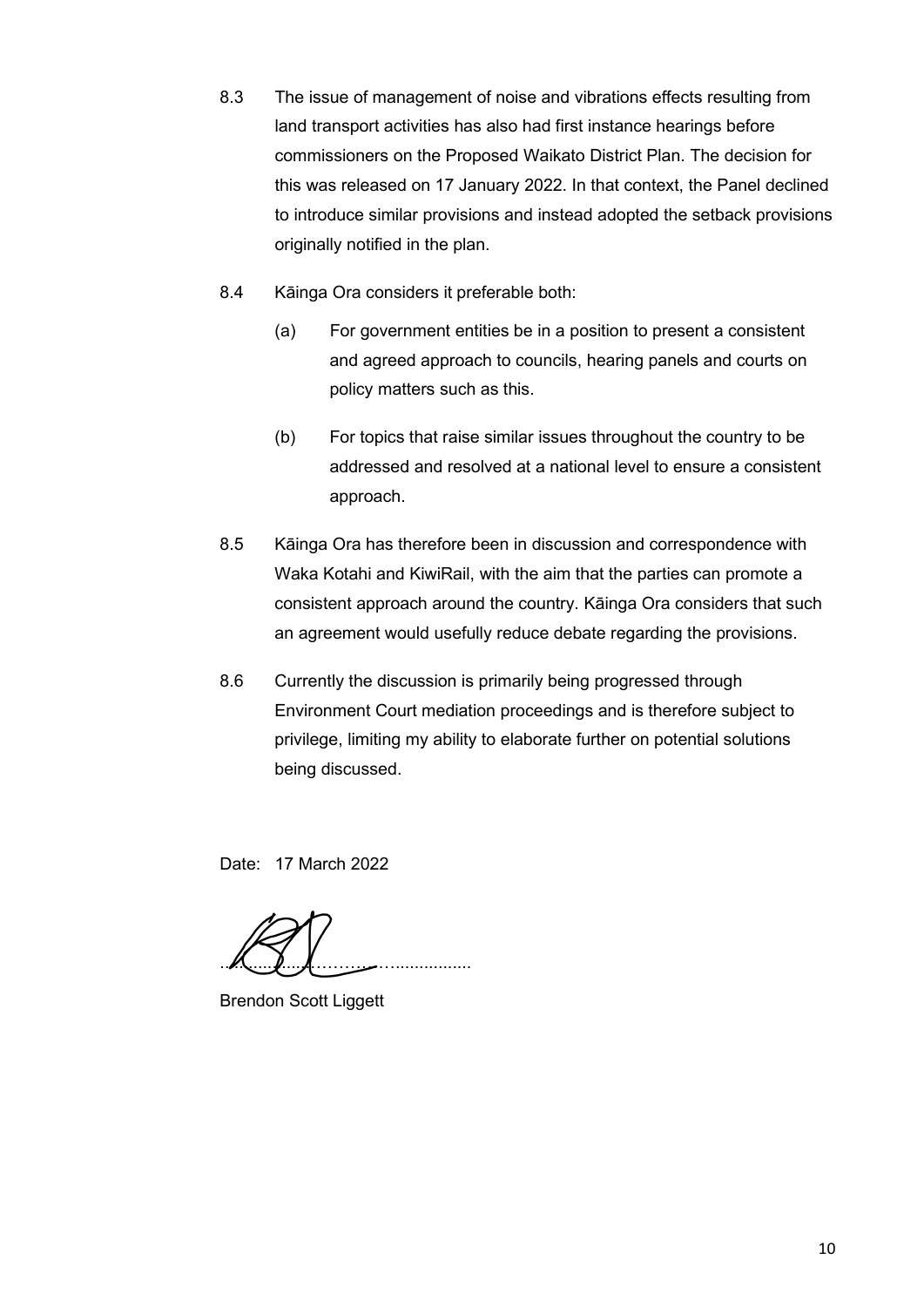8.3 The issue of management of noise and vibrations effects resulting from land transport activities has also had first instance hearings before commissioners on the Proposed Waikato District Plan. The decision for this was released on 17 January 2022. In that context, the Panel declined to introduce similar provisions and instead adopted the setback provisions originally notified in the plan.

8.4 Kāinga Ora considers it preferable both:

(a) For government entities be in a position to present a consistent and agreed approach to councils, hearing panels and courts on policy matters such as this.

(b) For topics that raise similar issues throughout the country to be addressed and resolved at a national level to ensure a consistent approach.

8.5 Kāinga Ora has therefore been in discussion and correspondence with Waka Kotahi and KiwiRail, with the aim that the parties can promote a consistent approach around the country. Kāinga Ora considers that such an agreement would usefully reduce debate regarding the provisions.

8.6 Currently the discussion is primarily being progressed through Environment Court mediation proceedings and is therefore subject to privilege, limiting my ability to elaborate further on potential solutions being discussed.

Date: 17 March 2022

……………………………………

Brendon Scott Liggett